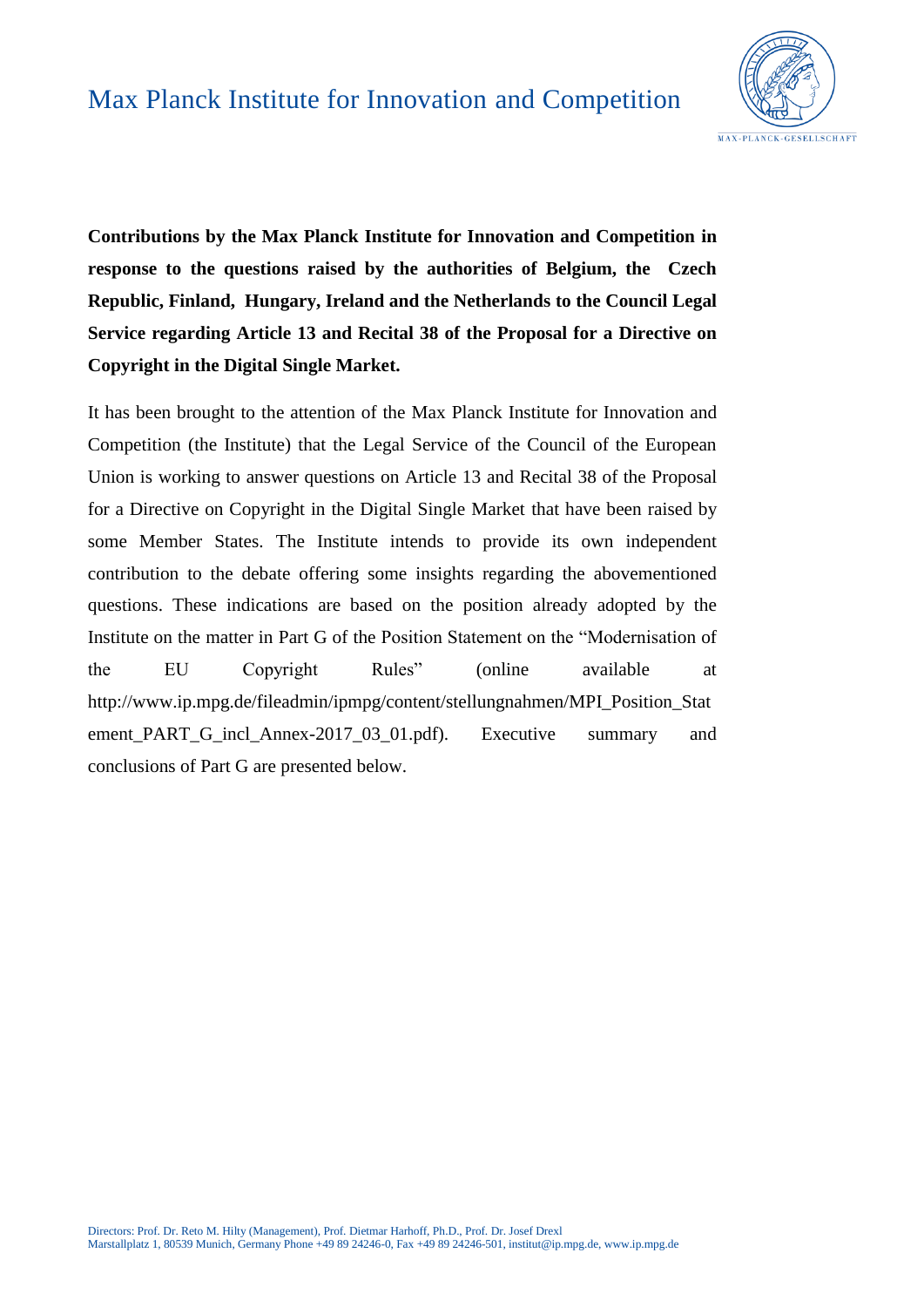# Max Planck Institute for Innovation and Competition

**Contributions by the Max Planck Institute for Innovation and Competition in response to the questions raised by the authorities of Belgium, the Czech Republic, Finland, Hungary, Ireland and the Netherlands to the Council Legal Service regarding Article 13 and Recital 38 of the Proposal for a Directive on Copyright in the Digital Single Market.**

It has been brought to the attention of the Max Planck Institute for Innovation and Competition (the Institute) that the Legal Service of the Council of the European Union is working to answer questions on Article 13 and Recital 38 of the Proposal for a Directive on Copyright in the Digital Single Market that have been raised by some Member States. The Institute intends to provide its own independent contribution to the debate offering some insights regarding the abovementioned questions. These indications are based on the position already adopted by the Institute on the matter in Part G of the Position Statement on the "Modernisation of the EU Copyright Rules" (online available at http://www.ip.mpg.de/fileadmin/ipmpg/content/stellungnahmen/MPI_Position_Statement_PART_G_incl_Annex-2017_03_01.pdf). Executive summary and conclusions of Part G are presented below.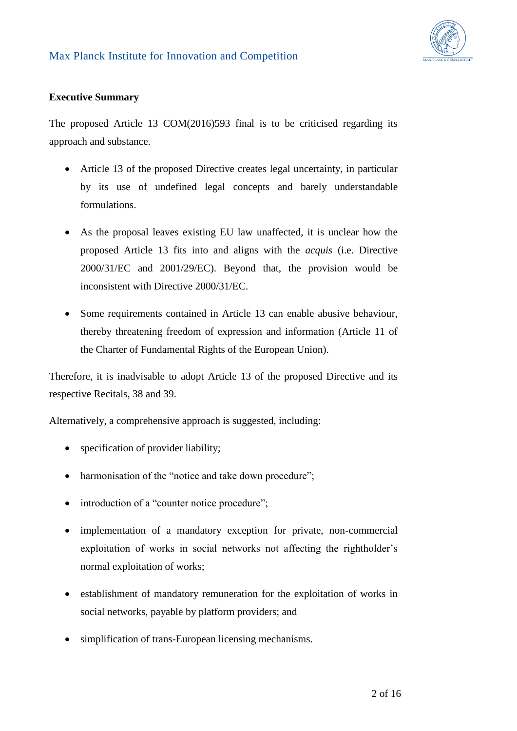**Executive Summary**

The proposed Article 13 COM(2016)593 final is to be criticised regarding its approach and substance.

- Article 13 of the proposed Directive creates legal uncertainty, in particular by its use of undefined legal concepts and barely understandable formulations.
- As the proposal leaves existing EU law unaffected, it is unclear how the proposed Article 13 fits into and aligns with the *acquis* (i.e. Directive 2000/31/EC and 2001/29/EC). Beyond that, the provision would be inconsistent with Directive 2000/31/EC.
- Some requirements contained in Article 13 can enable abusive behaviour, thereby threatening freedom of expression and information (Article 11 of the Charter of Fundamental Rights of the European Union).

Therefore, it is inadvisable to adopt Article 13 of the proposed Directive and its respective Recitals, 38 and 39.

Alternatively, a comprehensive approach is suggested, including:

- specification of provider liability;
- harmonisation of the "notice and take down procedure";
- introduction of a "counter notice procedure";
- implementation of a mandatory exception for private, non-commercial exploitation of works in social networks not affecting the rightholder's normal exploitation of works;
- establishment of mandatory remuneration for the exploitation of works in social networks, payable by platform providers; and
- simplification of trans-European licensing mechanisms.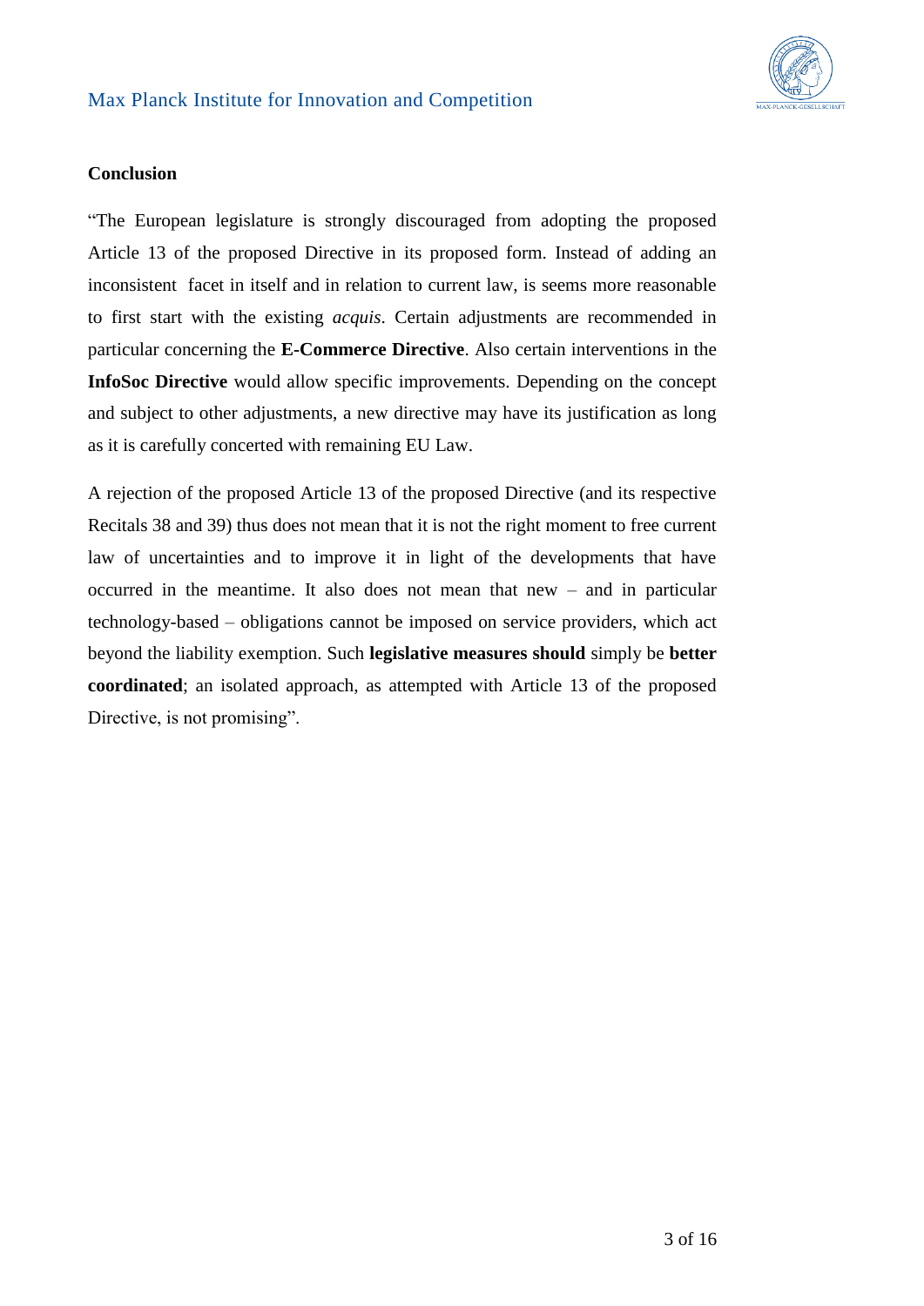**Conclusion**

"The European legislature is strongly discouraged from adopting the proposed Article 13 of the proposed Directive in its proposed form. Instead of adding an inconsistent facet in itself and in relation to current law, is seems more reasonable to first start with the existing *acquis*. Certain adjustments are recommended in particular concerning the **E-Commerce Directive**. Also certain interventions in the **InfoSoc Directive** would allow specific improvements. Depending on the concept and subject to other adjustments, a new directive may have its justification as long as it is carefully concerted with remaining EU Law.

A rejection of the proposed Article 13 of the proposed Directive (and its respective Recitals 38 and 39) thus does not mean that it is not the right moment to free current law of uncertainties and to improve it in light of the developments that have occurred in the meantime. It also does not mean that new – and in particular technology-based – obligations cannot be imposed on service providers, which act beyond the liability exemption. Such **legislative measures should** simply be **better coordinated**; an isolated approach, as attempted with Article 13 of the proposed Directive, is not promising".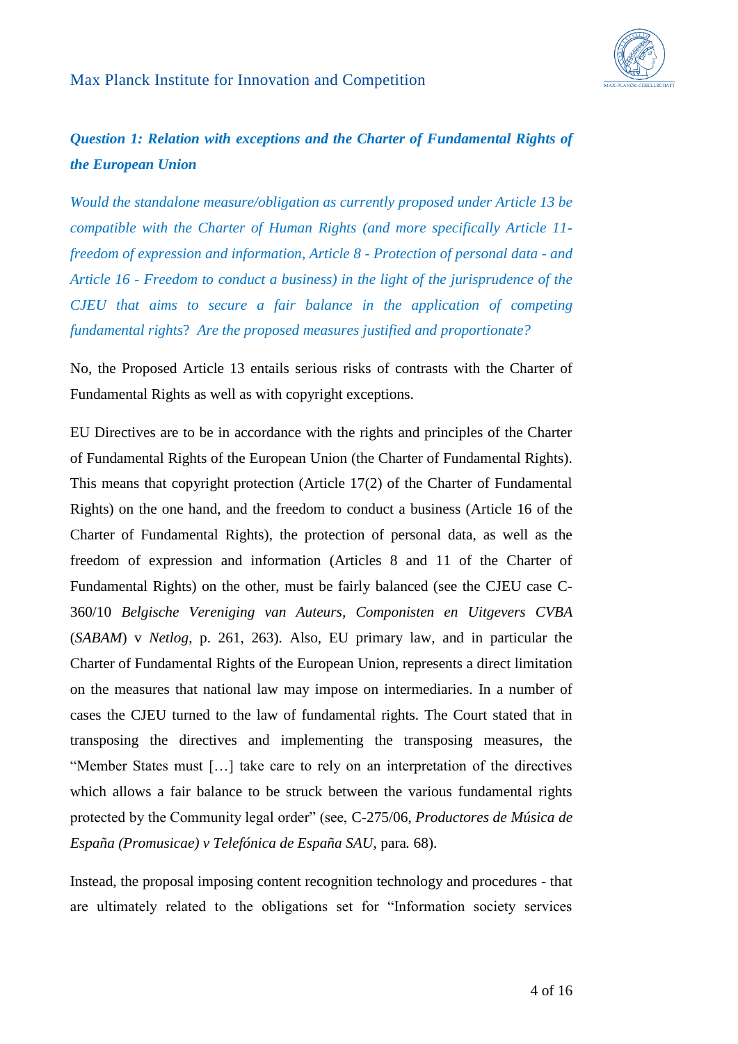***Question 1: Relation with exceptions and the Charter of Fundamental Rights of the European Union***

*Would the standalone measure/obligation as currently proposed under Article 13 be compatible with the Charter of Human Rights (and more specifically Article 11- freedom of expression and information, Article 8 - Protection of personal data - and Article 16 - Freedom to conduct a business) in the light of the jurisprudence of the CJEU that aims to secure a fair balance in the application of competing fundamental rights? Are the proposed measures justified and proportionate?*

No, the Proposed Article 13 entails serious risks of contrasts with the Charter of Fundamental Rights as well as with copyright exceptions.

EU Directives are to be in accordance with the rights and principles of the Charter of Fundamental Rights of the European Union (the Charter of Fundamental Rights). This means that copyright protection (Article 17(2) of the Charter of Fundamental Rights) on the one hand, and the freedom to conduct a business (Article 16 of the Charter of Fundamental Rights), the protection of personal data, as well as the freedom of expression and information (Articles 8 and 11 of the Charter of Fundamental Rights) on the other, must be fairly balanced (see the CJEU case C-360/10 *Belgische Vereniging van Auteurs, Componisten en Uitgevers CVBA* (*SABAM*) v *Netlog*, p. 261, 263). Also, EU primary law, and in particular the Charter of Fundamental Rights of the European Union, represents a direct limitation on the measures that national law may impose on intermediaries. In a number of cases the CJEU turned to the law of fundamental rights. The Court stated that in transposing the directives and implementing the transposing measures, the "Member States must […] take care to rely on an interpretation of the directives which allows a fair balance to be struck between the various fundamental rights protected by the Community legal order" (see, C-275/06, *Productores de Música de España (Promusicae) v Telefónica de España SAU*, para. 68).

Instead, the proposal imposing content recognition technology and procedures - that are ultimately related to the obligations set for "Information society services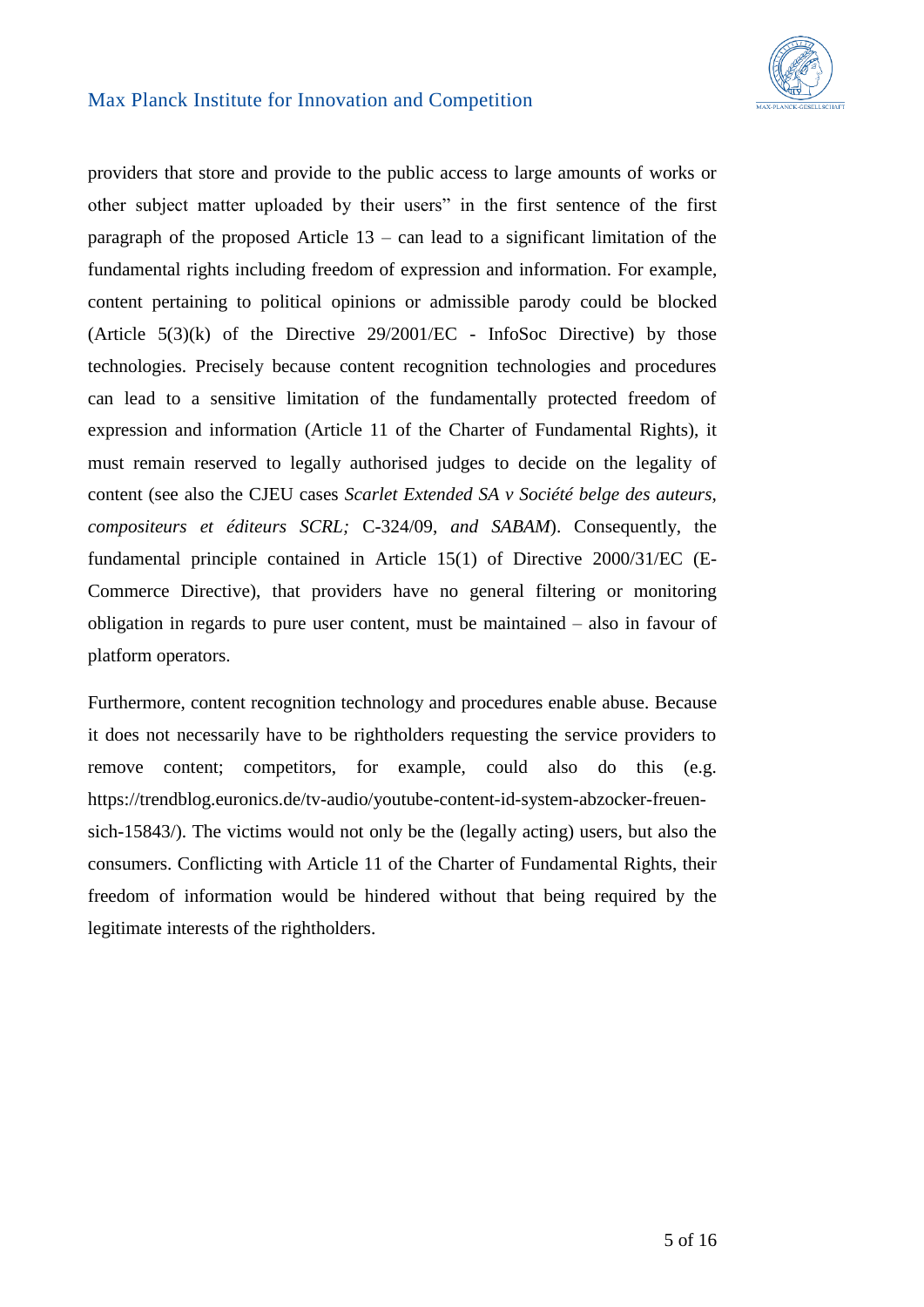providers that store and provide to the public access to large amounts of works or other subject matter uploaded by their users" in the first sentence of the first paragraph of the proposed Article 13 – can lead to a significant limitation of the fundamental rights including freedom of expression and information. For example, content pertaining to political opinions or admissible parody could be blocked (Article 5(3)(k) of the Directive 29/2001/EC - InfoSoc Directive) by those technologies. Precisely because content recognition technologies and procedures can lead to a sensitive limitation of the fundamentally protected freedom of expression and information (Article 11 of the Charter of Fundamental Rights), it must remain reserved to legally authorised judges to decide on the legality of content (see also the CJEU cases *Scarlet Extended SA v Société belge des auteurs, compositeurs et éditeurs SCRL;* C-324/09, *and SABAM*). Consequently, the fundamental principle contained in Article 15(1) of Directive 2000/31/EC (E-Commerce Directive), that providers have no general filtering or monitoring obligation in regards to pure user content, must be maintained – also in favour of platform operators.

Furthermore, content recognition technology and procedures enable abuse. Because it does not necessarily have to be rightholders requesting the service providers to remove content; competitors, for example, could also do this (e.g. https://trendblog.euronics.de/tv-audio/youtube-content-id-system-abzocker-freuen-sich-15843/). The victims would not only be the (legally acting) users, but also the consumers. Conflicting with Article 11 of the Charter of Fundamental Rights, their freedom of information would be hindered without that being required by the legitimate interests of the rightholders.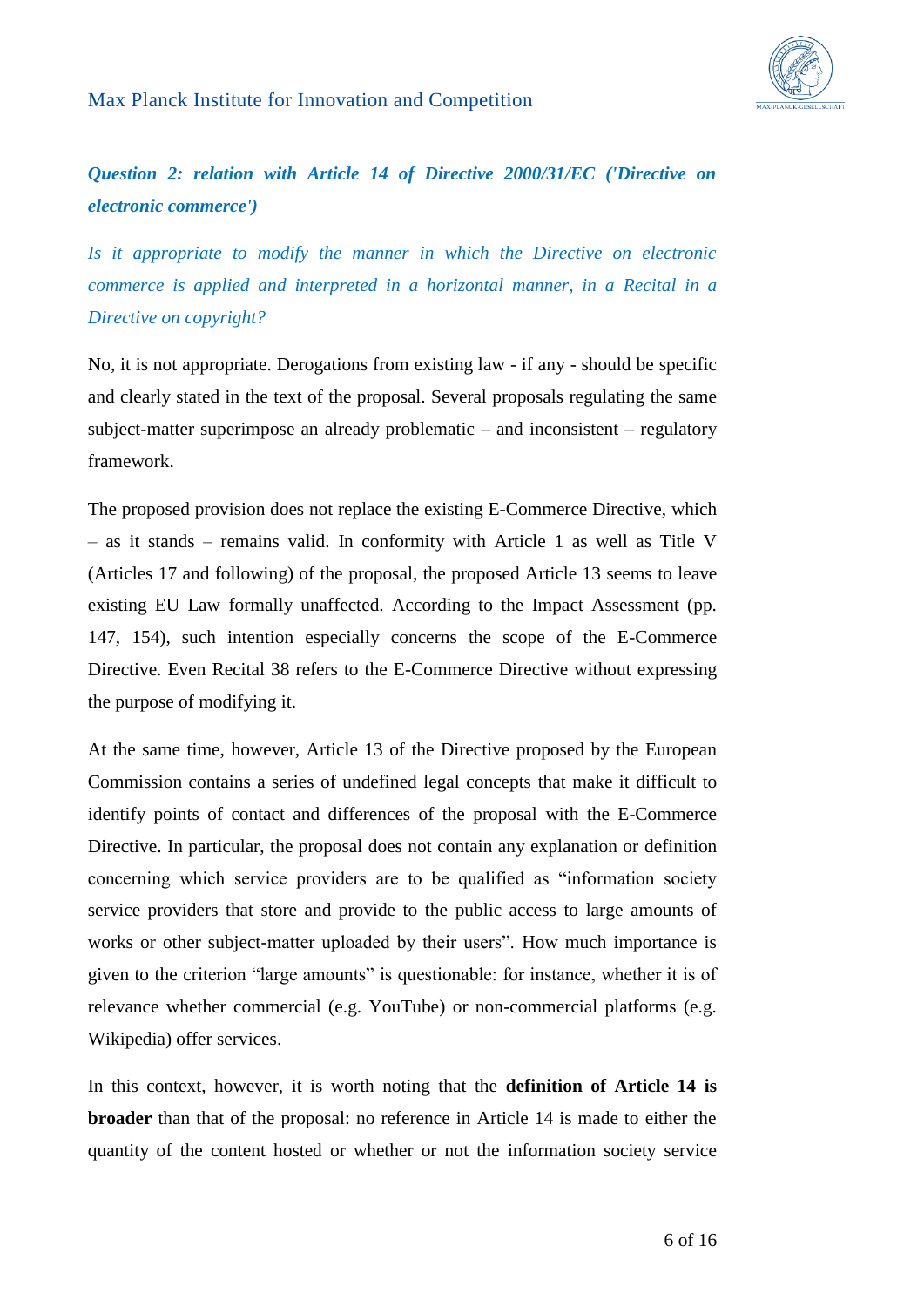### *Question 2: relation with Article 14 of Directive 2000/31/EC ('Directive on electronic commerce')*

*Is it appropriate to modify the manner in which the Directive on electronic commerce is applied and interpreted in a horizontal manner, in a Recital in a Directive on copyright?*

No, it is not appropriate. Derogations from existing law - if any - should be specific and clearly stated in the text of the proposal. Several proposals regulating the same subject-matter superimpose an already problematic – and inconsistent – regulatory framework.

The proposed provision does not replace the existing E-Commerce Directive, which – as it stands – remains valid. In conformity with Article 1 as well as Title V (Articles 17 and following) of the proposal, the proposed Article 13 seems to leave existing EU Law formally unaffected. According to the Impact Assessment (pp. 147, 154), such intention especially concerns the scope of the E-Commerce Directive. Even Recital 38 refers to the E-Commerce Directive without expressing the purpose of modifying it.

At the same time, however, Article 13 of the Directive proposed by the European Commission contains a series of undefined legal concepts that make it difficult to identify points of contact and differences of the proposal with the E-Commerce Directive. In particular, the proposal does not contain any explanation or definition concerning which service providers are to be qualified as "information society service providers that store and provide to the public access to large amounts of works or other subject-matter uploaded by their users". How much importance is given to the criterion "large amounts" is questionable: for instance, whether it is of relevance whether commercial (e.g. YouTube) or non-commercial platforms (e.g. Wikipedia) offer services.

In this context, however, it is worth noting that the **definition of Article 14 is broader** than that of the proposal: no reference in Article 14 is made to either the quantity of the content hosted or whether or not the information society service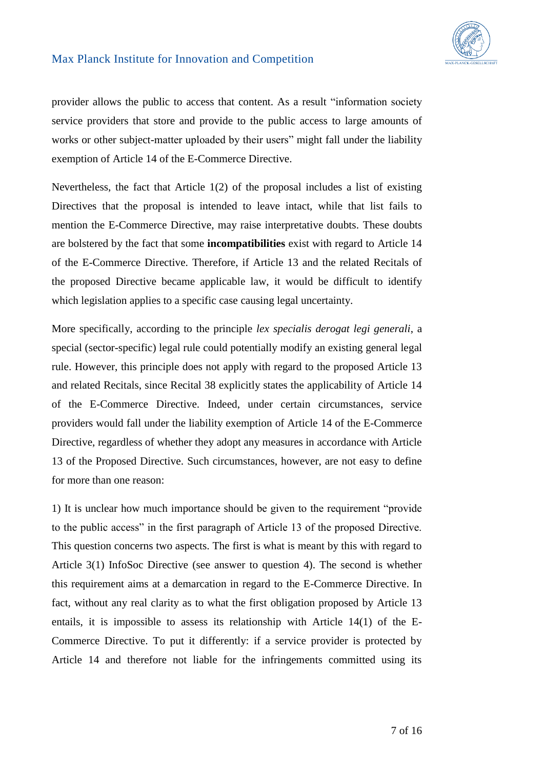provider allows the public to access that content. As a result "information society service providers that store and provide to the public access to large amounts of works or other subject-matter uploaded by their users" might fall under the liability exemption of Article 14 of the E-Commerce Directive.

Nevertheless, the fact that Article 1(2) of the proposal includes a list of existing Directives that the proposal is intended to leave intact, while that list fails to mention the E-Commerce Directive, may raise interpretative doubts. These doubts are bolstered by the fact that some **incompatibilities** exist with regard to Article 14 of the E-Commerce Directive. Therefore, if Article 13 and the related Recitals of the proposed Directive became applicable law, it would be difficult to identify which legislation applies to a specific case causing legal uncertainty.

More specifically, according to the principle *lex specialis derogat legi generali*, a special (sector-specific) legal rule could potentially modify an existing general legal rule. However, this principle does not apply with regard to the proposed Article 13 and related Recitals, since Recital 38 explicitly states the applicability of Article 14 of the E-Commerce Directive. Indeed, under certain circumstances, service providers would fall under the liability exemption of Article 14 of the E-Commerce Directive, regardless of whether they adopt any measures in accordance with Article 13 of the Proposed Directive. Such circumstances, however, are not easy to define for more than one reason:

1) It is unclear how much importance should be given to the requirement "provide to the public access" in the first paragraph of Article 13 of the proposed Directive. This question concerns two aspects. The first is what is meant by this with regard to Article 3(1) InfoSoc Directive (see answer to question 4). The second is whether this requirement aims at a demarcation in regard to the E-Commerce Directive. In fact, without any real clarity as to what the first obligation proposed by Article 13 entails, it is impossible to assess its relationship with Article 14(1) of the E-Commerce Directive. To put it differently: if a service provider is protected by Article 14 and therefore not liable for the infringements committed using its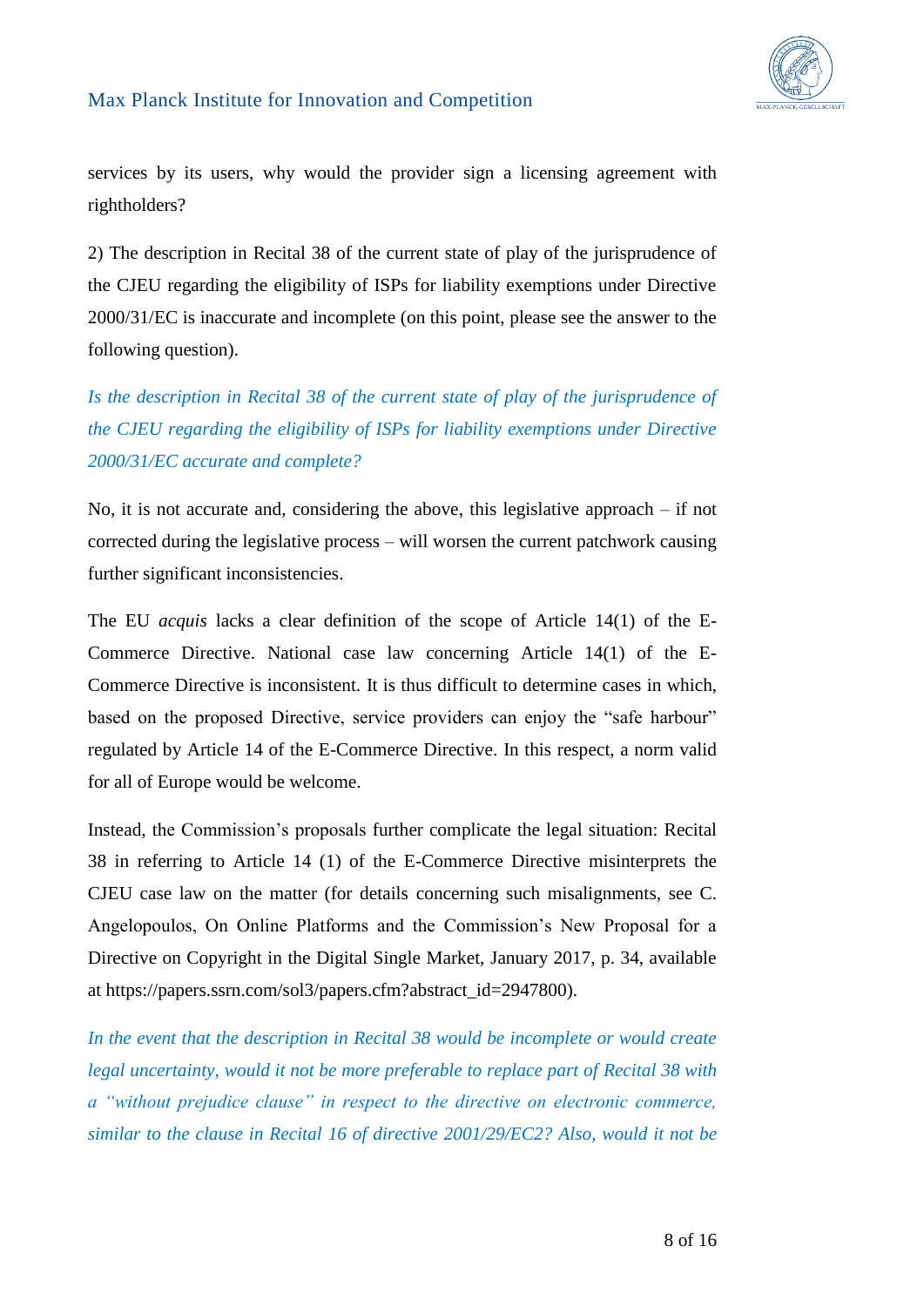services by its users, why would the provider sign a licensing agreement with rightholders?

2) The description in Recital 38 of the current state of play of the jurisprudence of the CJEU regarding the eligibility of ISPs for liability exemptions under Directive 2000/31/EC is inaccurate and incomplete (on this point, please see the answer to the following question).

*Is the description in Recital 38 of the current state of play of the jurisprudence of the CJEU regarding the eligibility of ISPs for liability exemptions under Directive 2000/31/EC accurate and complete?*

No, it is not accurate and, considering the above, this legislative approach – if not corrected during the legislative process – will worsen the current patchwork causing further significant inconsistencies.

The EU *acquis* lacks a clear definition of the scope of Article 14(1) of the E-Commerce Directive. National case law concerning Article 14(1) of the E-Commerce Directive is inconsistent. It is thus difficult to determine cases in which, based on the proposed Directive, service providers can enjoy the "safe harbour" regulated by Article 14 of the E-Commerce Directive. In this respect, a norm valid for all of Europe would be welcome.

Instead, the Commission's proposals further complicate the legal situation: Recital 38 in referring to Article 14 (1) of the E-Commerce Directive misinterprets the CJEU case law on the matter (for details concerning such misalignments, see C. Angelopoulos, On Online Platforms and the Commission's New Proposal for a Directive on Copyright in the Digital Single Market, January 2017, p. 34, available at https://papers.ssrn.com/sol3/papers.cfm?abstract_id=2947800).

*In the event that the description in Recital 38 would be incomplete or would create legal uncertainty, would it not be more preferable to replace part of Recital 38 with a "without prejudice clause" in respect to the directive on electronic commerce, similar to the clause in Recital 16 of directive 2001/29/EC2? Also, would it not be*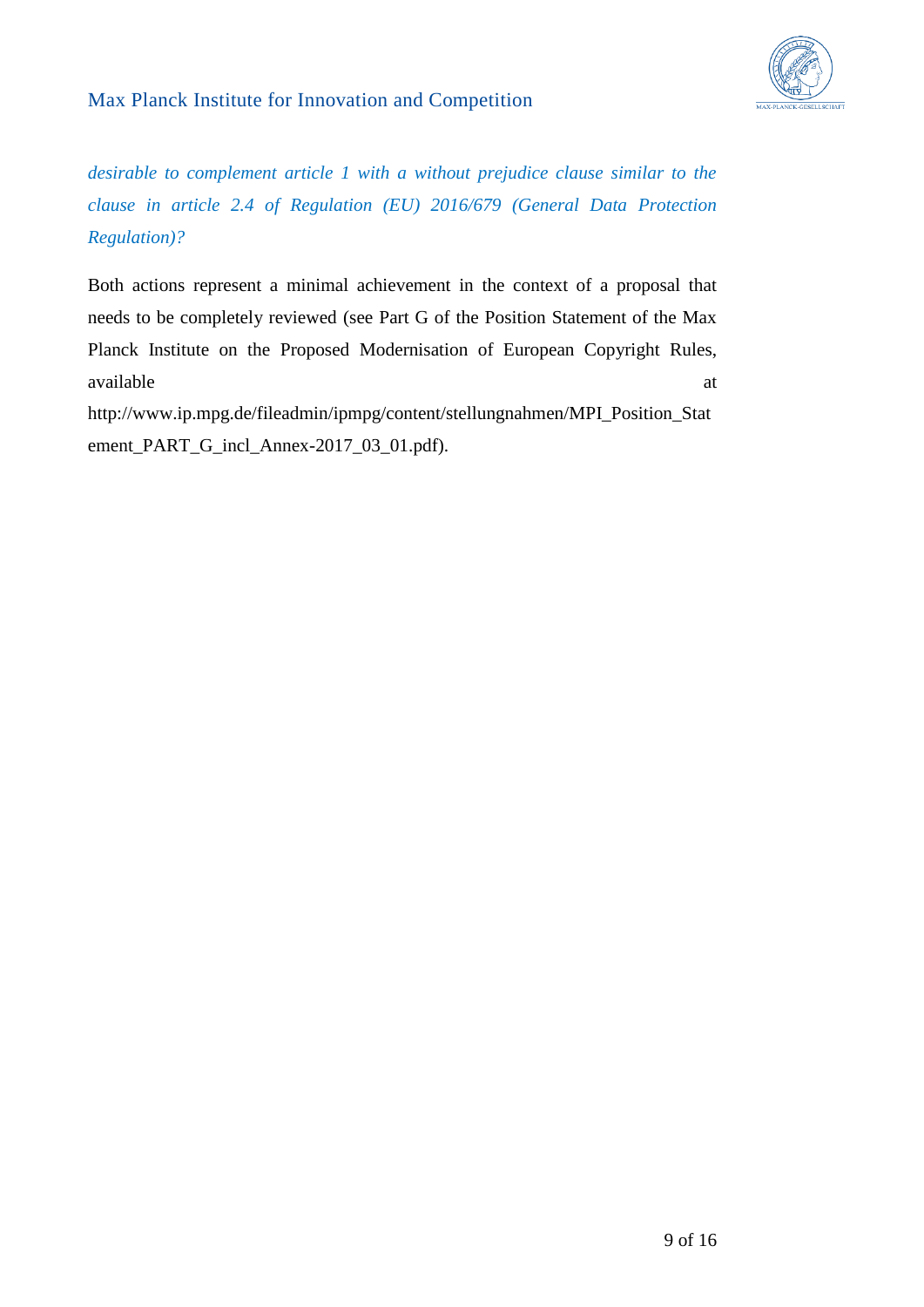*desirable to complement article 1 with a without prejudice clause similar to the clause in article 2.4 of Regulation (EU) 2016/679 (General Data Protection Regulation)?*

Both actions represent a minimal achievement in the context of a proposal that needs to be completely reviewed (see Part G of the Position Statement of the Max Planck Institute on the Proposed Modernisation of European Copyright Rules, available at http://www.ip.mpg.de/fileadmin/ipmpg/content/stellungnahmen/MPI_Position_Statement_PART_G_incl_Annex-2017_03_01.pdf).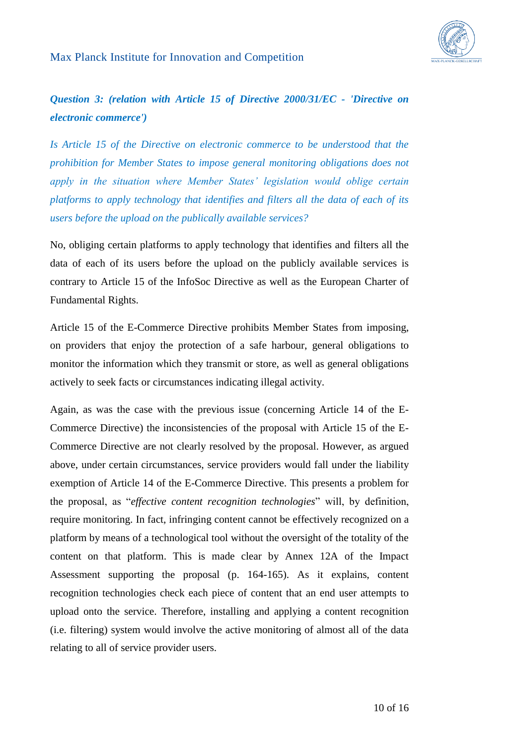***Question 3: (relation with Article 15 of Directive 2000/31/EC - 'Directive on electronic commerce')***

*Is Article 15 of the Directive on electronic commerce to be understood that the prohibition for Member States to impose general monitoring obligations does not apply in the situation where Member States' legislation would oblige certain platforms to apply technology that identifies and filters all the data of each of its users before the upload on the publically available services?*

No, obliging certain platforms to apply technology that identifies and filters all the data of each of its users before the upload on the publicly available services is contrary to Article 15 of the InfoSoc Directive as well as the European Charter of Fundamental Rights.

Article 15 of the E-Commerce Directive prohibits Member States from imposing, on providers that enjoy the protection of a safe harbour, general obligations to monitor the information which they transmit or store, as well as general obligations actively to seek facts or circumstances indicating illegal activity.

Again, as was the case with the previous issue (concerning Article 14 of the E-Commerce Directive) the inconsistencies of the proposal with Article 15 of the E-Commerce Directive are not clearly resolved by the proposal. However, as argued above, under certain circumstances, service providers would fall under the liability exemption of Article 14 of the E-Commerce Directive. This presents a problem for the proposal, as "*effective content recognition technologies*" will, by definition, require monitoring. In fact, infringing content cannot be effectively recognized on a platform by means of a technological tool without the oversight of the totality of the content on that platform. This is made clear by Annex 12A of the Impact Assessment supporting the proposal (p. 164-165). As it explains, content recognition technologies check each piece of content that an end user attempts to upload onto the service. Therefore, installing and applying a content recognition (i.e. filtering) system would involve the active monitoring of almost all of the data relating to all of service provider users.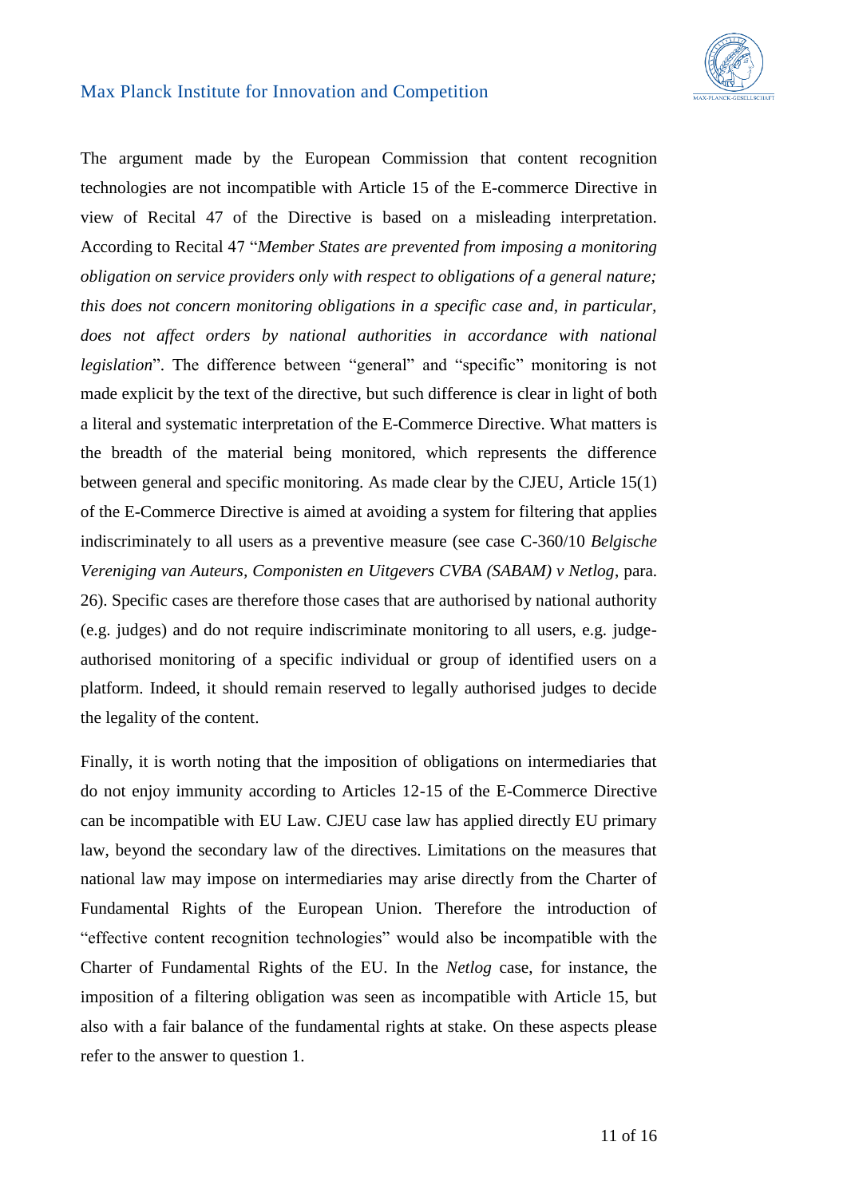The argument made by the European Commission that content recognition technologies are not incompatible with Article 15 of the E-commerce Directive in view of Recital 47 of the Directive is based on a misleading interpretation. According to Recital 47 "*Member States are prevented from imposing a monitoring obligation on service providers only with respect to obligations of a general nature; this does not concern monitoring obligations in a specific case and, in particular, does not affect orders by national authorities in accordance with national legislation*". The difference between "general" and "specific" monitoring is not made explicit by the text of the directive, but such difference is clear in light of both a literal and systematic interpretation of the E-Commerce Directive. What matters is the breadth of the material being monitored, which represents the difference between general and specific monitoring. As made clear by the CJEU, Article 15(1) of the E-Commerce Directive is aimed at avoiding a system for filtering that applies indiscriminately to all users as a preventive measure (see case C-360/10 *Belgische Vereniging van Auteurs, Componisten en Uitgevers CVBA (SABAM) v Netlog*, para. 26). Specific cases are therefore those cases that are authorised by national authority (e.g. judges) and do not require indiscriminate monitoring to all users, e.g. judge-authorised monitoring of a specific individual or group of identified users on a platform. Indeed, it should remain reserved to legally authorised judges to decide the legality of the content.

Finally, it is worth noting that the imposition of obligations on intermediaries that do not enjoy immunity according to Articles 12-15 of the E-Commerce Directive can be incompatible with EU Law. CJEU case law has applied directly EU primary law, beyond the secondary law of the directives. Limitations on the measures that national law may impose on intermediaries may arise directly from the Charter of Fundamental Rights of the European Union. Therefore the introduction of "effective content recognition technologies" would also be incompatible with the Charter of Fundamental Rights of the EU. In the *Netlog* case, for instance, the imposition of a filtering obligation was seen as incompatible with Article 15, but also with a fair balance of the fundamental rights at stake. On these aspects please refer to the answer to question 1.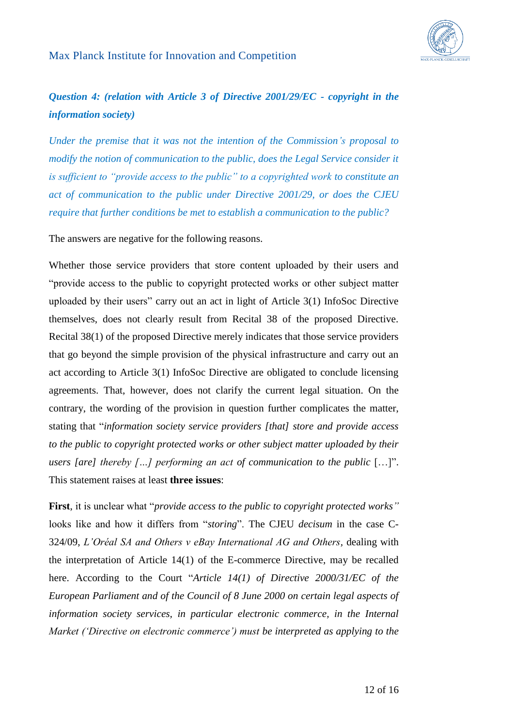***Question 4: (relation with Article 3 of Directive 2001/29/EC - copyright in the information society)***

*Under the premise that it was not the intention of the Commission's proposal to modify the notion of communication to the public, does the Legal Service consider it is sufficient to "provide access to the public" to a copyrighted work to constitute an act of communication to the public under Directive 2001/29, or does the CJEU require that further conditions be met to establish a communication to the public?*

The answers are negative for the following reasons.

Whether those service providers that store content uploaded by their users and "provide access to the public to copyright protected works or other subject matter uploaded by their users" carry out an act in light of Article 3(1) InfoSoc Directive themselves, does not clearly result from Recital 38 of the proposed Directive. Recital 38(1) of the proposed Directive merely indicates that those service providers that go beyond the simple provision of the physical infrastructure and carry out an act according to Article 3(1) InfoSoc Directive are obligated to conclude licensing agreements. That, however, does not clarify the current legal situation. On the contrary, the wording of the provision in question further complicates the matter, stating that "*information society service providers [that] store and provide access to the public to copyright protected works or other subject matter uploaded by their users [are] thereby […] performing an act of communication to the public* […]". This statement raises at least **three issues**:

**First**, it is unclear what "*provide access to the public to copyright protected works"* looks like and how it differs from "*storing*". The CJEU *decisum* in the case C-324/09, *L'Oréal SA and Others v eBay International AG and Others*, dealing with the interpretation of Article 14(1) of the E-commerce Directive, may be recalled here. According to the Court "*Article 14(1) of Directive 2000/31/EC of the European Parliament and of the Council of 8 June 2000 on certain legal aspects of information society services, in particular electronic commerce, in the Internal Market ('Directive on electronic commerce') must be interpreted as applying to the*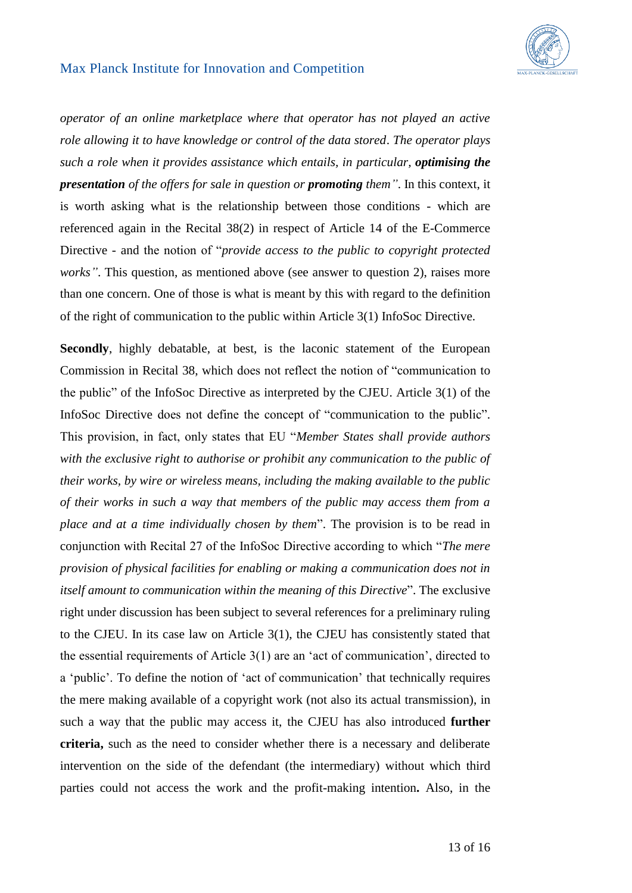*operator of an online marketplace where that operator has not played an active role allowing it to have knowledge or control of the data stored. The operator plays such a role when it provides assistance which entails, in particular, **optimising the presentation** of the offers for sale in question or **promoting** them"*. In this context, it is worth asking what is the relationship between those conditions - which are referenced again in the Recital 38(2) in respect of Article 14 of the E-Commerce Directive - and the notion of "*provide access to the public to copyright protected works"*. This question, as mentioned above (see answer to question 2), raises more than one concern. One of those is what is meant by this with regard to the definition of the right of communication to the public within Article 3(1) InfoSoc Directive.

**Secondly**, highly debatable, at best, is the laconic statement of the European Commission in Recital 38, which does not reflect the notion of "communication to the public" of the InfoSoc Directive as interpreted by the CJEU. Article 3(1) of the InfoSoc Directive does not define the concept of "communication to the public". This provision, in fact, only states that EU "*Member States shall provide authors with the exclusive right to authorise or prohibit any communication to the public of their works, by wire or wireless means, including the making available to the public of their works in such a way that members of the public may access them from a place and at a time individually chosen by them*". The provision is to be read in conjunction with Recital 27 of the InfoSoc Directive according to which "*The mere provision of physical facilities for enabling or making a communication does not in itself amount to communication within the meaning of this Directive*". The exclusive right under discussion has been subject to several references for a preliminary ruling to the CJEU. In its case law on Article 3(1), the CJEU has consistently stated that the essential requirements of Article 3(1) are an 'act of communication', directed to a 'public'. To define the notion of 'act of communication' that technically requires the mere making available of a copyright work (not also its actual transmission), in such a way that the public may access it, the CJEU has also introduced **further criteria,** such as the need to consider whether there is a necessary and deliberate intervention on the side of the defendant (the intermediary) without which third parties could not access the work and the profit-making intention**.** Also, in the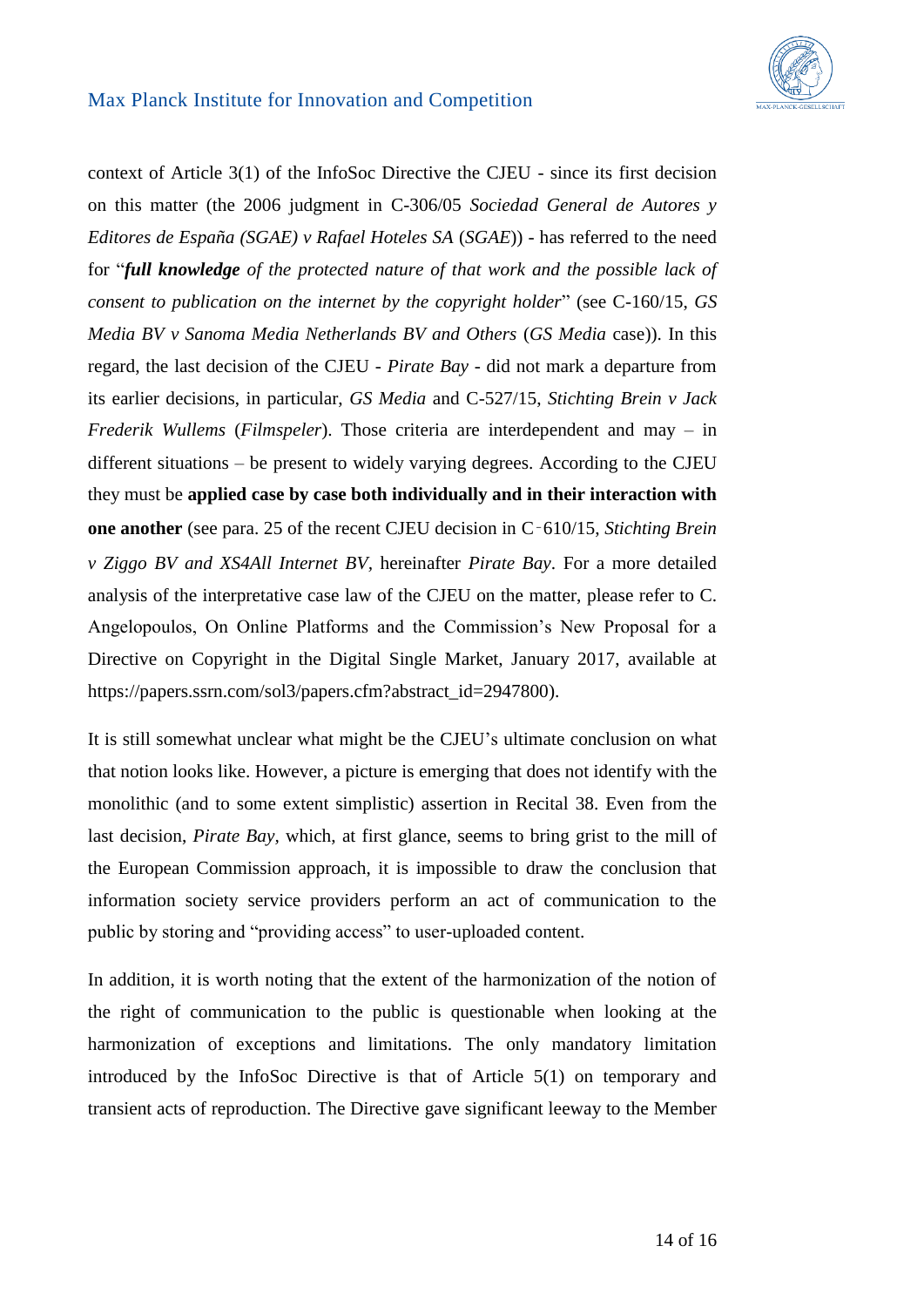context of Article 3(1) of the InfoSoc Directive the CJEU - since its first decision on this matter (the 2006 judgment in C-306/05 *Sociedad General de Autores y Editores de España (SGAE) v Rafael Hoteles SA* (*SGAE*)) - has referred to the need for "***full knowledge*** *of the protected nature of that work and the possible lack of consent to publication on the internet by the copyright holder*" (see C-160/15, *GS Media BV v Sanoma Media Netherlands BV and Others* (*GS Media* case)). In this regard, the last decision of the CJEU - *Pirate Bay* - did not mark a departure from its earlier decisions, in particular, *GS Media* and C-527/15, *Stichting Brein v Jack Frederik Wullems* (*Filmspeler*). Those criteria are interdependent and may – in different situations – be present to widely varying degrees. According to the CJEU they must be **applied case by case both individually and in their interaction with one another** (see para. 25 of the recent CJEU decision in C‑610/15, *Stichting Brein v Ziggo BV and XS4All Internet BV*, hereinafter *Pirate Bay*. For a more detailed analysis of the interpretative case law of the CJEU on the matter, please refer to C. Angelopoulos, On Online Platforms and the Commission's New Proposal for a Directive on Copyright in the Digital Single Market, January 2017, available at https://papers.ssrn.com/sol3/papers.cfm?abstract_id=2947800).

It is still somewhat unclear what might be the CJEU's ultimate conclusion on what that notion looks like. However, a picture is emerging that does not identify with the monolithic (and to some extent simplistic) assertion in Recital 38. Even from the last decision, *Pirate Bay*, which, at first glance, seems to bring grist to the mill of the European Commission approach, it is impossible to draw the conclusion that information society service providers perform an act of communication to the public by storing and "providing access" to user-uploaded content.

In addition, it is worth noting that the extent of the harmonization of the notion of the right of communication to the public is questionable when looking at the harmonization of exceptions and limitations. The only mandatory limitation introduced by the InfoSoc Directive is that of Article 5(1) on temporary and transient acts of reproduction. The Directive gave significant leeway to the Member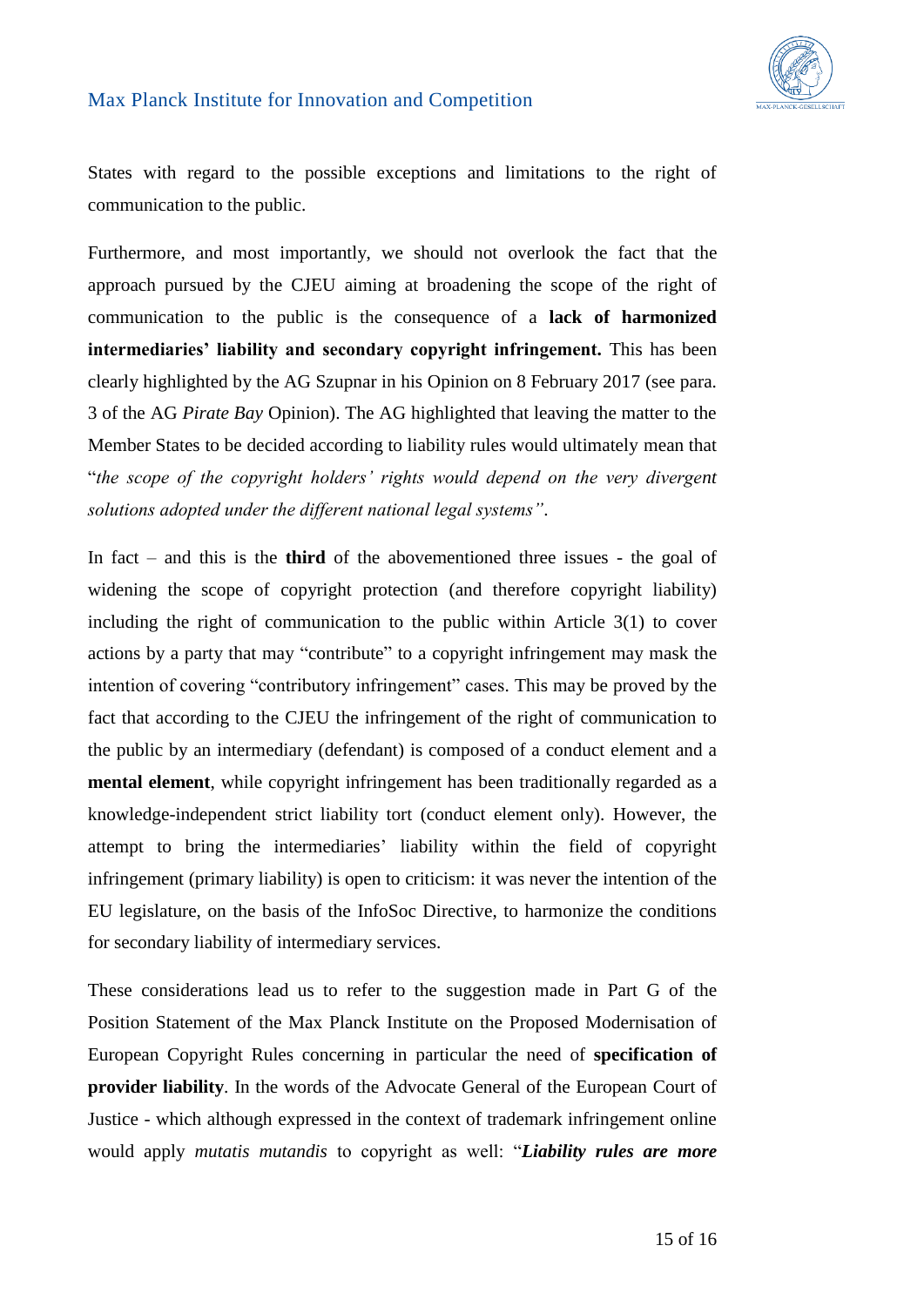States with regard to the possible exceptions and limitations to the right of communication to the public.

Furthermore, and most importantly, we should not overlook the fact that the approach pursued by the CJEU aiming at broadening the scope of the right of communication to the public is the consequence of a **lack of harmonized intermediaries' liability and secondary copyright infringement.** This has been clearly highlighted by the AG Szupnar in his Opinion on 8 February 2017 (see para. 3 of the AG *Pirate Bay* Opinion). The AG highlighted that leaving the matter to the Member States to be decided according to liability rules would ultimately mean that "*the scope of the copyright holders' rights would depend on the very divergent solutions adopted under the different national legal systems"*.

In fact – and this is the **third** of the abovementioned three issues - the goal of widening the scope of copyright protection (and therefore copyright liability) including the right of communication to the public within Article 3(1) to cover actions by a party that may "contribute" to a copyright infringement may mask the intention of covering "contributory infringement" cases. This may be proved by the fact that according to the CJEU the infringement of the right of communication to the public by an intermediary (defendant) is composed of a conduct element and a **mental element**, while copyright infringement has been traditionally regarded as a knowledge-independent strict liability tort (conduct element only). However, the attempt to bring the intermediaries' liability within the field of copyright infringement (primary liability) is open to criticism: it was never the intention of the EU legislature, on the basis of the InfoSoc Directive, to harmonize the conditions for secondary liability of intermediary services.

These considerations lead us to refer to the suggestion made in Part G of the Position Statement of the Max Planck Institute on the Proposed Modernisation of European Copyright Rules concerning in particular the need of **specification of provider liability**. In the words of the Advocate General of the European Court of Justice - which although expressed in the context of trademark infringement online would apply *mutatis mutandis* to copyright as well: "***Liability rules are more***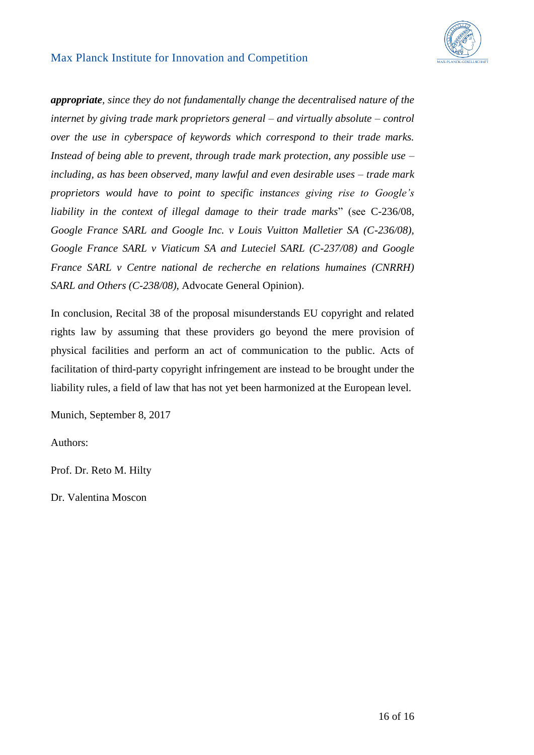***appropriate****, since they do not fundamentally change the decentralised nature of the internet by giving trade mark proprietors general – and virtually absolute – control over the use in cyberspace of keywords which correspond to their trade marks. Instead of being able to prevent, through trade mark protection, any possible use – including, as has been observed, many lawful and even desirable uses – trade mark proprietors would have to point to specific instances giving rise to Google's liability in the context of illegal damage to their trade marks*" (see C-236/08, *Google France SARL and Google Inc. v Louis Vuitton Malletier SA (C-236/08), Google France SARL v Viaticum SA and Luteciel SARL (C-237/08) and Google France SARL v Centre national de recherche en relations humaines (CNRRH) SARL and Others (C-238/08),* Advocate General Opinion).

In conclusion, Recital 38 of the proposal misunderstands EU copyright and related rights law by assuming that these providers go beyond the mere provision of physical facilities and perform an act of communication to the public. Acts of facilitation of third-party copyright infringement are instead to be brought under the liability rules, a field of law that has not yet been harmonized at the European level.

Munich, September 8, 2017

Authors:

Prof. Dr. Reto M. Hilty

Dr. Valentina Moscon